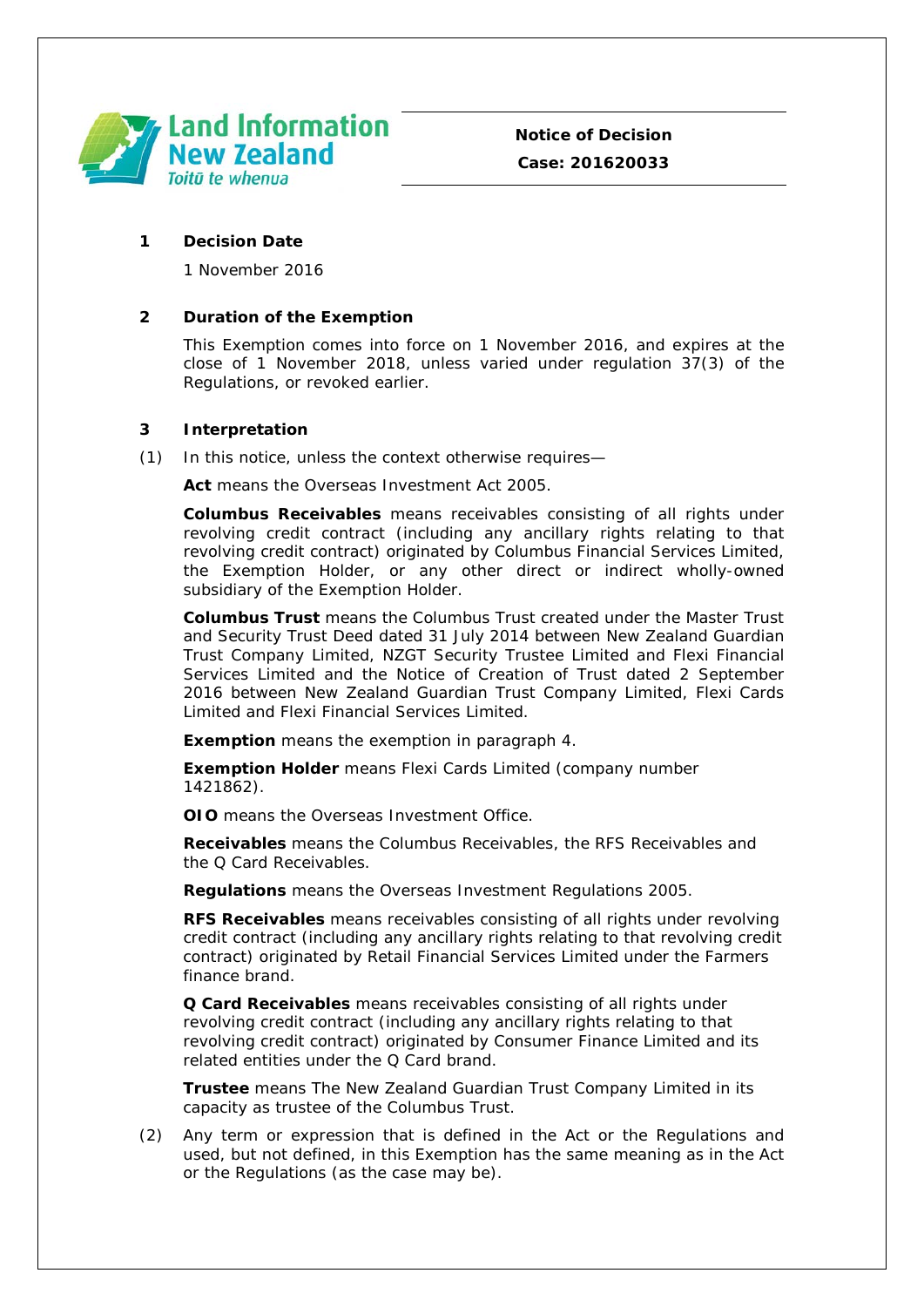Land Information New Zealand
*Toitū te whenua*

**Notice of Decision**

**Case: 201620033**

## 1 Decision Date

1 November 2016

## 2 Duration of the Exemption

This Exemption comes into force on 1 November 2016, and expires at the close of 1 November 2018, unless varied under regulation 37(3) of the Regulations, or revoked earlier.

## 3 Interpretation

(1) In this notice, unless the context otherwise requires—

**Act** means the Overseas Investment Act 2005.

**Columbus Receivables** means receivables consisting of all rights under revolving credit contract (including any ancillary rights relating to that revolving credit contract) originated by Columbus Financial Services Limited, the Exemption Holder, or any other direct or indirect wholly-owned subsidiary of the Exemption Holder.

**Columbus Trust** means the Columbus Trust created under the Master Trust and Security Trust Deed dated 31 July 2014 between New Zealand Guardian Trust Company Limited, NZGT Security Trustee Limited and Flexi Financial Services Limited and the Notice of Creation of Trust dated 2 September 2016 between New Zealand Guardian Trust Company Limited, Flexi Cards Limited and Flexi Financial Services Limited.

**Exemption** means the exemption in paragraph 4.

**Exemption Holder** means Flexi Cards Limited (company number 1421862).

**OIO** means the Overseas Investment Office.

**Receivables** means the Columbus Receivables, the RFS Receivables and the Q Card Receivables.

**Regulations** means the Overseas Investment Regulations 2005.

**RFS Receivables** means receivables consisting of all rights under revolving credit contract (including any ancillary rights relating to that revolving credit contract) originated by Retail Financial Services Limited under the Farmers finance brand.

**Q Card Receivables** means receivables consisting of all rights under revolving credit contract (including any ancillary rights relating to that revolving credit contract) originated by Consumer Finance Limited and its related entities under the Q Card brand.

**Trustee** means The New Zealand Guardian Trust Company Limited in its capacity as trustee of the Columbus Trust.

(2) Any term or expression that is defined in the Act or the Regulations and used, but not defined, in this Exemption has the same meaning as in the Act or the Regulations (as the case may be).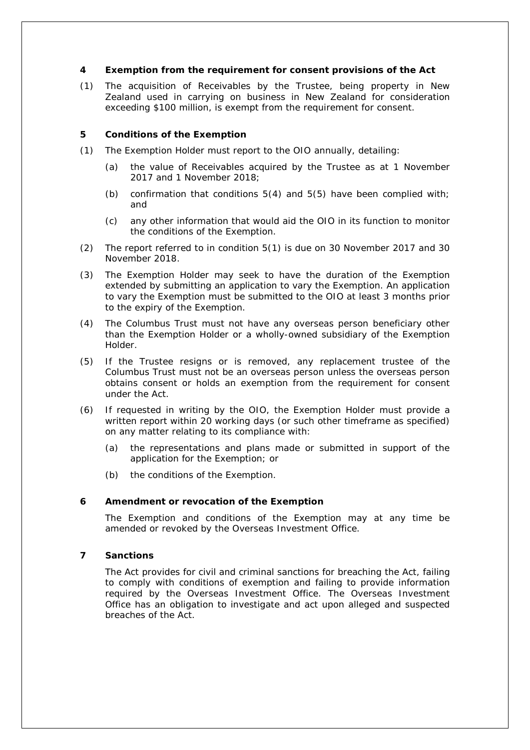## 4 Exemption from the requirement for consent provisions of the Act

(1) The acquisition of Receivables by the Trustee, being property in New Zealand used in carrying on business in New Zealand for consideration exceeding $100 million, is exempt from the requirement for consent.

## 5 Conditions of the Exemption

(1) The Exemption Holder must report to the OIO annually, detailing:

   (a) the value of Receivables acquired by the Trustee as at 1 November 2017 and 1 November 2018;

   (b) confirmation that conditions 5(4) and 5(5) have been complied with; and

   (c) any other information that would aid the OIO in its function to monitor the conditions of the Exemption.

(2) The report referred to in condition 5(1) is due on 30 November 2017 and 30 November 2018.

(3) The Exemption Holder may seek to have the duration of the Exemption extended by submitting an application to vary the Exemption. An application to vary the Exemption must be submitted to the OIO at least 3 months prior to the expiry of the Exemption.

(4) The Columbus Trust must not have any overseas person beneficiary other than the Exemption Holder or a wholly-owned subsidiary of the Exemption Holder.

(5) If the Trustee resigns or is removed, any replacement trustee of the Columbus Trust must not be an overseas person unless the overseas person obtains consent or holds an exemption from the requirement for consent under the Act.

(6) If requested in writing by the OIO, the Exemption Holder must provide a written report within 20 working days (or such other timeframe as specified) on any matter relating to its compliance with:

   (a) the representations and plans made or submitted in support of the application for the Exemption; or

   (b) the conditions of the Exemption.

## 6 Amendment or revocation of the Exemption

The Exemption and conditions of the Exemption may at any time be amended or revoked by the Overseas Investment Office.

## 7 Sanctions

The Act provides for civil and criminal sanctions for breaching the Act, failing to comply with conditions of exemption and failing to provide information required by the Overseas Investment Office. The Overseas Investment Office has an obligation to investigate and act upon alleged and suspected breaches of the Act.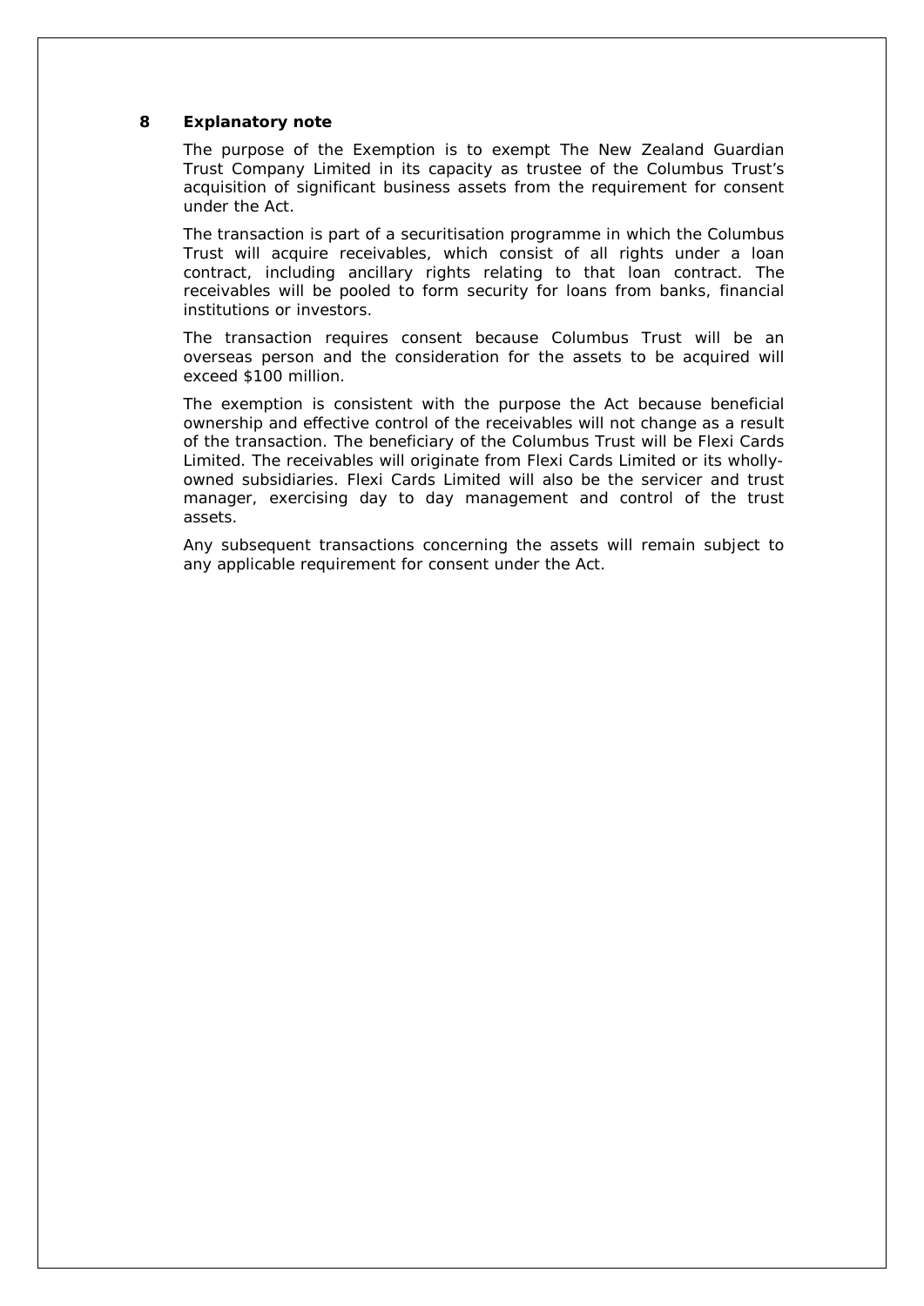## 8 Explanatory note

The purpose of the Exemption is to exempt The New Zealand Guardian Trust Company Limited in its capacity as trustee of the Columbus Trust's acquisition of significant business assets from the requirement for consent under the Act.

The transaction is part of a securitisation programme in which the Columbus Trust will acquire receivables, which consist of all rights under a loan contract, including ancillary rights relating to that loan contract. The receivables will be pooled to form security for loans from banks, financial institutions or investors.

The transaction requires consent because Columbus Trust will be an overseas person and the consideration for the assets to be acquired will exceed $100 million.

The exemption is consistent with the purpose the Act because beneficial ownership and effective control of the receivables will not change as a result of the transaction. The beneficiary of the Columbus Trust will be Flexi Cards Limited. The receivables will originate from Flexi Cards Limited or its wholly-owned subsidiaries. Flexi Cards Limited will also be the servicer and trust manager, exercising day to day management and control of the trust assets.

Any subsequent transactions concerning the assets will remain subject to any applicable requirement for consent under the Act.